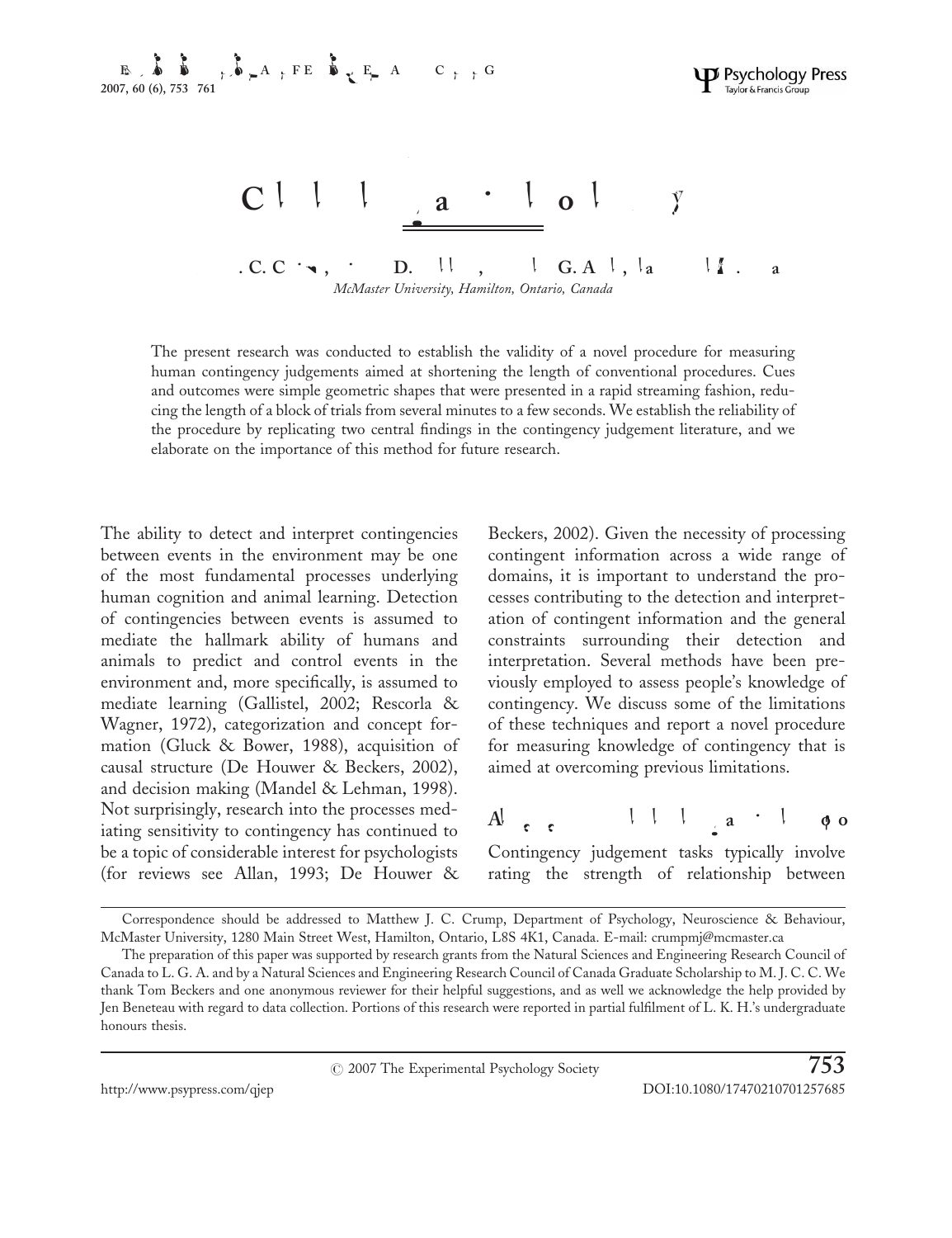# Contingency judgements on the fly

**Matthew J. C. Crump, Samuel D. Hannah, Lorraine G. Allan, and Lindsay K. Hord**

*McMaster University, Hamilton, Ontario, Canada*

The present research was conducted to establish the validity of a novel procedure for measuring human contingency judgements aimed at shortening the length of conventional procedures. Cues and outcomes were simple geometric shapes that were presented in a rapid streaming fashion, reducing the length of a block of trials from several minutes to a few seconds. We establish the reliability of the procedure by replicating two central findings in the contingency judgement literature, and we elaborate on the importance of this method for future research.

The ability to detect and interpret contingencies between events in the environment may be one of the most fundamental processes underlying human cognition and animal learning. Detection of contingencies between events is assumed to mediate the hallmark ability of humans and animals to predict and control events in the environment and, more specifically, is assumed to mediate learning (Gallistel, 2002; Rescorla & Wagner, 1972), categorization and concept formation (Gluck & Bower, 1988), acquisition of causal structure (De Houwer & Beckers, 2002), and decision making (Mandel & Lehman, 1998). Not surprisingly, research into the processes mediating sensitivity to contingency has continued to be a topic of considerable interest for psychologists (for reviews see Allan, 1993; De Houwer & Beckers, 2002). Given the necessity of processing contingent information across a wide range of domains, it is important to understand the processes contributing to the detection and interpretation of contingent information and the general constraints surrounding their detection and interpretation. Several methods have been previously employed to assess people's knowledge of contingency. We discuss some of the limitations of these techniques and report a novel procedure for measuring knowledge of contingency that is aimed at overcoming previous limitations.

Contingency judgement tasks typically involve rating the strength of relationship between

---

Correspondence should be addressed to Matthew J. C. Crump, Department of Psychology, Neuroscience & Behaviour, McMaster University, 1280 Main Street West, Hamilton, Ontario, L8S 4K1, Canada. E-mail: crumpmj@mcmaster.ca

The preparation of this paper was supported by research grants from the Natural Sciences and Engineering Research Council of Canada to L. G. A. and by a Natural Sciences and Engineering Research Council of Canada Graduate Scholarship to M. J. C. C. We thank Tom Beckers and one anonymous reviewer for their helpful suggestions, and as well we acknowledge the help provided by Jen Beneteau with regard to data collection. Portions of this research were reported in partial fulfilment of L. K. H.'s undergraduate honours thesis.

© 2007 The Experimental Psychology Society

http://www.psypress.com/qjep DOI:10.1080/17470210701257685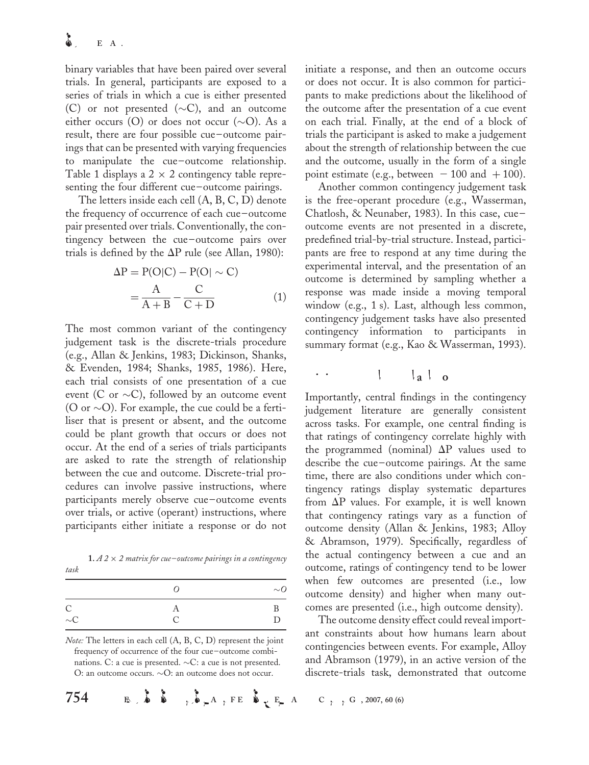binary variables that have been paired over several trials. In general, participants are exposed to a series of trials in which a cue is either presented (C) or not presented (∼C), and an outcome either occurs (O) or does not occur (∼O). As a result, there are four possible cue–outcome pairings that can be presented with varying frequencies to manipulate the cue–outcome relationship. Table 1 displays a 2 × 2 contingency table representing the four different cue–outcome pairings.

The letters inside each cell (A, B, C, D) denote the frequency of occurrence of each cue–outcome pair presented over trials. Conventionally, the contingency between the cue–outcome pairs over trials is defined by the ΔP rule (see Allan, 1980):

$$\Delta P = P(O|C) - P(O|\sim C) = \frac{A}{A+B} - \frac{C}{C+D} \quad (1)$$

The most common variant of the contingency judgement task is the discrete-trials procedure (e.g., Allan & Jenkins, 1983; Dickinson, Shanks, & Evenden, 1984; Shanks, 1985, 1986). Here, each trial consists of one presentation of a cue event (C or ∼C), followed by an outcome event (O or ∼O). For example, the cue could be a fertiliser that is present or absent, and the outcome could be plant growth that occurs or does not occur. At the end of a series of trials participants are asked to rate the strength of relationship between the cue and outcome. Discrete-trial procedures can involve passive instructions, where participants merely observe cue–outcome events over trials, or active (operant) instructions, where participants either initiate a response or do not initiate a response, and then an outcome occurs or does not occur. It is also common for participants to make predictions about the likelihood of the outcome after the presentation of a cue event on each trial. Finally, at the end of a block of trials the participant is asked to make a judgement about the strength of relationship between the cue and the outcome, usually in the form of a single point estimate (e.g., between −100 and +100).

Another common contingency judgement task is the free-operant procedure (e.g., Wasserman, Chatlosh, & Neunaber, 1983). In this case, cue–outcome events are not presented in a discrete, predefined trial-by-trial structure. Instead, participants are free to respond at any time during the experimental interval, and the presentation of an outcome is determined by sampling whether a response was made inside a moving temporal window (e.g., 1 s). Last, although less common, contingency judgement tasks have also presented contingency information to participants in summary format (e.g., Kao & Wasserman, 1993).

**Table 1.** *A 2 × 2 matrix for cue–outcome pairings in a contingency task*

| | *O* | *∼O* |
|---|---|---|
| C | A | B |
| ∼C | C | D |

*Note:* The letters in each cell (A, B, C, D) represent the joint frequency of occurrence of the four cue–outcome combinations. C: a cue is presented. ∼C: a cue is not presented. O: an outcome occurs. ∼O: an outcome does not occur.

## Outcome density effect

Importantly, central findings in the contingency judgement literature are generally consistent across tasks. For example, one central finding is that ratings of contingency correlate highly with the programmed (nominal) ΔP values used to describe the cue–outcome pairings. At the same time, there are also conditions under which contingency ratings display systematic departures from ΔP values. For example, it is well known that contingency ratings vary as a function of outcome density (Allan & Jenkins, 1983; Alloy & Abramson, 1979). Specifically, regardless of the actual contingency between a cue and an outcome, ratings of contingency tend to be lower when few outcomes are presented (i.e., low outcome density) and higher when many outcomes are presented (i.e., high outcome density).

The outcome density effect could reveal important constraints about how humans learn about contingencies between events. For example, Alloy and Abramson (1979), in an active version of the discrete-trials task, demonstrated that outcome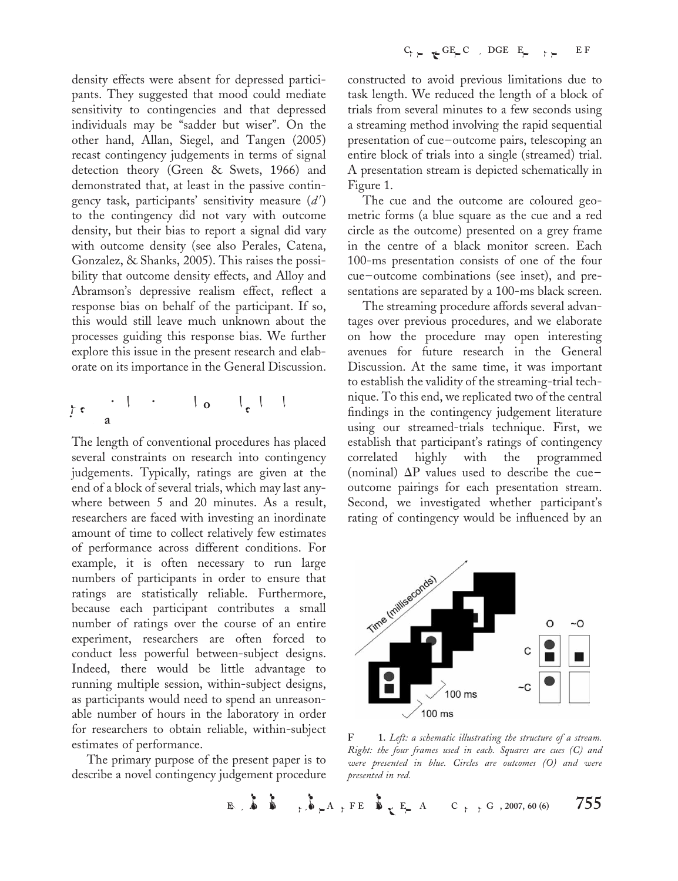density effects were absent for depressed participants. They suggested that mood could mediate sensitivity to contingencies and that depressed individuals may be "sadder but wiser". On the other hand, Allan, Siegel, and Tangen (2005) recast contingency judgements in terms of signal detection theory (Green & Swets, 1966) and demonstrated that, at least in the passive contingency task, participants' sensitivity measure ($d'$) to the contingency did not vary with outcome density, but their bias to report a signal did vary with outcome density (see also Perales, Catena, Gonzalez, & Shanks, 2005). This raises the possibility that outcome density effects, and Alloy and Abramson's depressive realism effect, reflect a response bias on behalf of the participant. If so, this would still leave much unknown about the processes guiding this response bias. We further explore this issue in the present research and elaborate on its importance in the General Discussion.

The length of conventional procedures has placed several constraints on research into contingency judgements. Typically, ratings are given at the end of a block of several trials, which may last anywhere between 5 and 20 minutes. As a result, researchers are faced with investing an inordinate amount of time to collect relatively few estimates of performance across different conditions. For example, it is often necessary to run large numbers of participants in order to ensure that ratings are statistically reliable. Furthermore, because each participant contributes a small number of ratings over the course of an entire experiment, researchers are often forced to conduct less powerful between-subject designs. Indeed, there would be little advantage to running multiple session, within-subject designs, as participants would need to spend an unreasonable number of hours in the laboratory in order for researchers to obtain reliable, within-subject estimates of performance.

The primary purpose of the present paper is to describe a novel contingency judgement procedure constructed to avoid previous limitations due to task length. We reduced the length of a block of trials from several minutes to a few seconds using a streaming method involving the rapid sequential presentation of cue–outcome pairs, telescoping an entire block of trials into a single (streamed) trial. A presentation stream is depicted schematically in Figure 1.

The cue and the outcome are coloured geometric forms (a blue square as the cue and a red circle as the outcome) presented on a grey frame in the centre of a black monitor screen. Each 100-ms presentation consists of one of the four cue–outcome combinations (see inset), and presentations are separated by a 100-ms black screen.

The streaming procedure affords several advantages over previous procedures, and we elaborate on how the procedure may open interesting avenues for future research in the General Discussion. At the same time, it was important to establish the validity of the streaming-trial technique. To this end, we replicated two of the central findings in the contingency judgement literature using our streamed-trials technique. First, we establish that participant's ratings of contingency correlated highly with the programmed (nominal) $\Delta P$ values used to describe the cue–outcome pairings for each presentation stream. Second, we investigated whether participant's rating of contingency would be influenced by an

Figure 1. *Left: a schematic illustrating the structure of a stream. Right: the four frames used in each. Squares are cues (C) and were presented in blue. Circles are outcomes (O) and were presented in red.*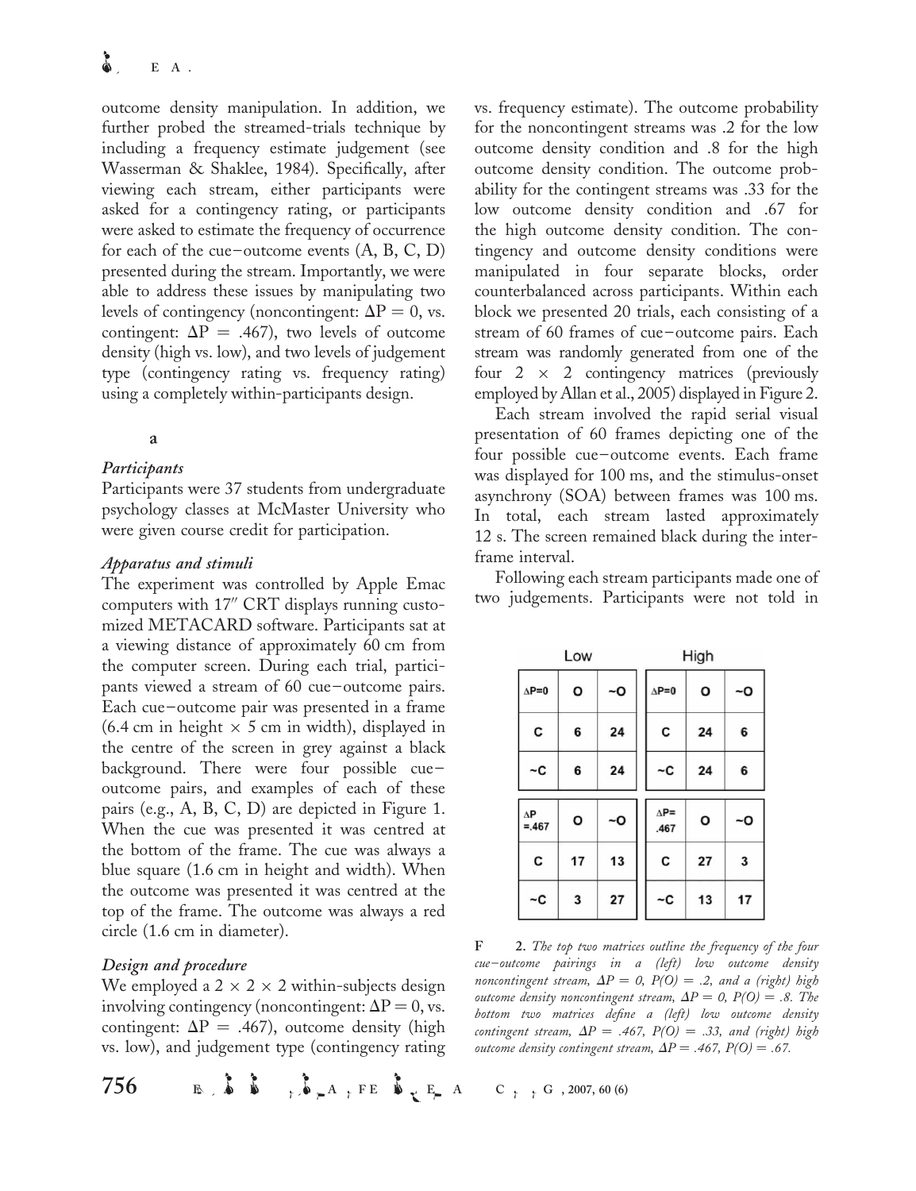outcome density manipulation. In addition, we further probed the streamed-trials technique by including a frequency estimate judgement (see Wasserman & Shaklee, 1984). Specifically, after viewing each stream, either participants were asked for a contingency rating, or participants were asked to estimate the frequency of occurrence for each of the cue–outcome events (A, B, C, D) presented during the stream. Importantly, we were able to address these issues by manipulating two levels of contingency (noncontingent: $\Delta P = 0$, vs. contingent: $\Delta P = .467$), two levels of outcome density (high vs. low), and two levels of judgement type (contingency rating vs. frequency rating) using a completely within-participants design.

## Method

### *Participants*

Participants were 37 students from undergraduate psychology classes at McMaster University who were given course credit for participation.

### *Apparatus and stimuli*

The experiment was controlled by Apple Emac computers with 17″ CRT displays running customized METACARD software. Participants sat at a viewing distance of approximately 60 cm from the computer screen. During each trial, participants viewed a stream of 60 cue–outcome pairs. Each cue–outcome pair was presented in a frame (6.4 cm in height × 5 cm in width), displayed in the centre of the screen in grey against a black background. There were four possible cue–outcome pairs, and examples of each of these pairs (e.g., A, B, C, D) are depicted in Figure 1. When the cue was presented it was centred at the bottom of the frame. The cue was always a blue square (1.6 cm in height and width). When the outcome was presented it was centred at the top of the frame. The outcome was always a red circle (1.6 cm in diameter).

### *Design and procedure*

We employed a 2 × 2 × 2 within-subjects design involving contingency (noncontingent: $\Delta P = 0$, vs. contingent: $\Delta P = .467$), outcome density (high vs. low), and judgement type (contingency rating vs. frequency estimate). The outcome probability for the noncontingent streams was .2 for the low outcome density condition and .8 for the high outcome density condition. The outcome probability for the contingent streams was .33 for the low outcome density condition and .67 for the high outcome density condition. The contingency and outcome density conditions were manipulated in four separate blocks, order counterbalanced across participants. Within each block we presented 20 trials, each consisting of a stream of 60 frames of cue–outcome pairs. Each stream was randomly generated from one of the four 2 × 2 contingency matrices (previously employed by Allan et al., 2005) displayed in Figure 2.

Each stream involved the rapid serial visual presentation of 60 frames depicting one of the four possible cue–outcome events. Each frame was displayed for 100 ms, and the stimulus-onset asynchrony (SOA) between frames was 100 ms. In total, each stream lasted approximately 12 s. The screen remained black during the interframe interval.

Following each stream participants made one of two judgements. Participants were not told in

**Low**

| $\Delta P = 0$ | O | ~O |
|---|---|---|
| C | 6 | 24 |
| ~C | 6 | 24 |

| $\Delta P = .467$ | O | ~O |
|---|---|---|
| C | 17 | 13 |
| ~C | 3 | 27 |

**High**

| $\Delta P = 0$ | O | ~O |
|---|---|---|
| C | 24 | 6 |
| ~C | 24 | 6 |

| $\Delta P = .467$ | O | ~O |
|---|---|---|
| C | 27 | 3 |
| ~C | 13 | 17 |

Figure 2. *The top two matrices outline the frequency of the four cue–outcome pairings in a (left) low outcome density noncontingent stream, $\Delta P = 0$, $P(O) = .2$, and a (right) high outcome density noncontingent stream, $\Delta P = 0$, $P(O) = .8$. The bottom two matrices define a (left) low outcome density contingent stream, $\Delta P = .467$, $P(O) = .33$, and (right) high outcome density contingent stream, $\Delta P = .467$, $P(O) = .67$.*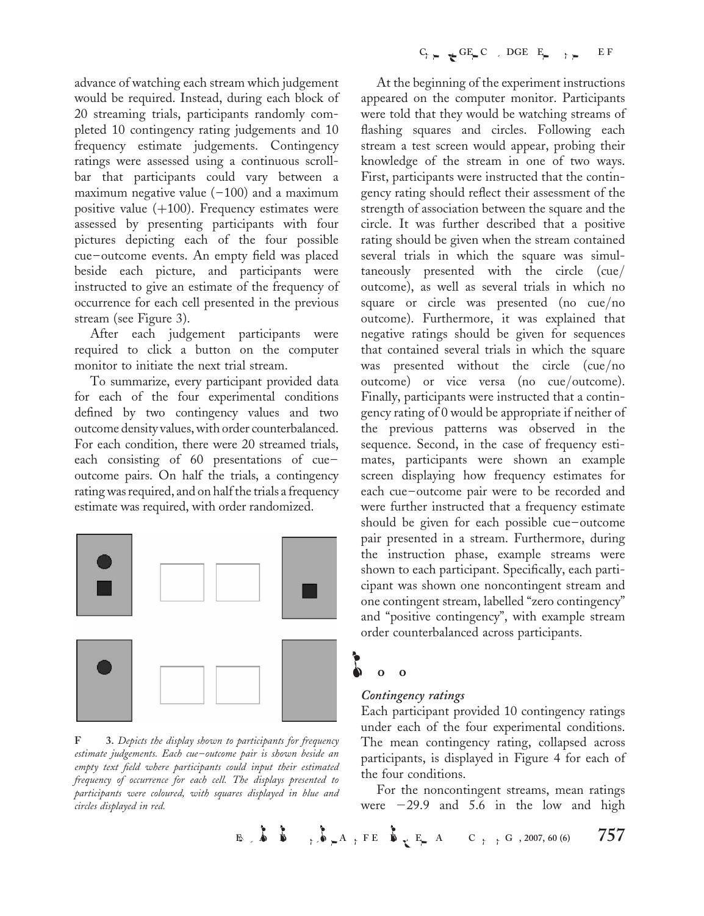advance of watching each stream which judgement would be required. Instead, during each block of 20 streaming trials, participants randomly completed 10 contingency rating judgements and 10 frequency estimate judgements. Contingency ratings were assessed using a continuous scrollbar that participants could vary between a maximum negative value (−100) and a maximum positive value (+100). Frequency estimates were assessed by presenting participants with four pictures depicting each of the four possible cue–outcome events. An empty field was placed beside each picture, and participants were instructed to give an estimate of the frequency of occurrence for each cell presented in the previous stream (see Figure 3).

After each judgement participants were required to click a button on the computer monitor to initiate the next trial stream.

To summarize, every participant provided data for each of the four experimental conditions defined by two contingency values and two outcome density values, with order counterbalanced. For each condition, there were 20 streamed trials, each consisting of 60 presentations of cue–outcome pairs. On half the trials, a contingency rating was required, and on half the trials a frequency estimate was required, with order randomized.

Figure 3. *Depicts the display shown to participants for frequency estimate judgements. Each cue–outcome pair is shown beside an empty text field where participants could input their estimated frequency of occurrence for each cell. The displays presented to participants were coloured, with squares displayed in blue and circles displayed in red.*

At the beginning of the experiment instructions appeared on the computer monitor. Participants were told that they would be watching streams of flashing squares and circles. Following each stream a test screen would appear, probing their knowledge of the stream in one of two ways. First, participants were instructed that the contingency rating should reflect their assessment of the strength of association between the square and the circle. It was further described that a positive rating should be given when the stream contained several trials in which the square was simultaneously presented with the circle (cue/outcome), as well as several trials in which no square or circle was presented (no cue/no outcome). Furthermore, it was explained that negative ratings should be given for sequences that contained several trials in which the square was presented without the circle (cue/no outcome) or vice versa (no cue/outcome). Finally, participants were instructed that a contingency rating of 0 would be appropriate if neither of the previous patterns was observed in the sequence. Second, in the case of frequency estimates, participants were shown an example screen displaying how frequency estimates for each cue–outcome pair were to be recorded and were further instructed that a frequency estimate should be given for each possible cue–outcome pair presented in a stream. Furthermore, during the instruction phase, example streams were shown to each participant. Specifically, each participant was shown one noncontingent stream and one contingent stream, labelled "zero contingency" and "positive contingency", with example stream order counterbalanced across participants.

## Results

### *Contingency ratings*

Each participant provided 10 contingency ratings under each of the four experimental conditions. The mean contingency rating, collapsed across participants, is displayed in Figure 4 for each of the four conditions.

For the noncontingent streams, mean ratings were −29.9 and 5.6 in the low and high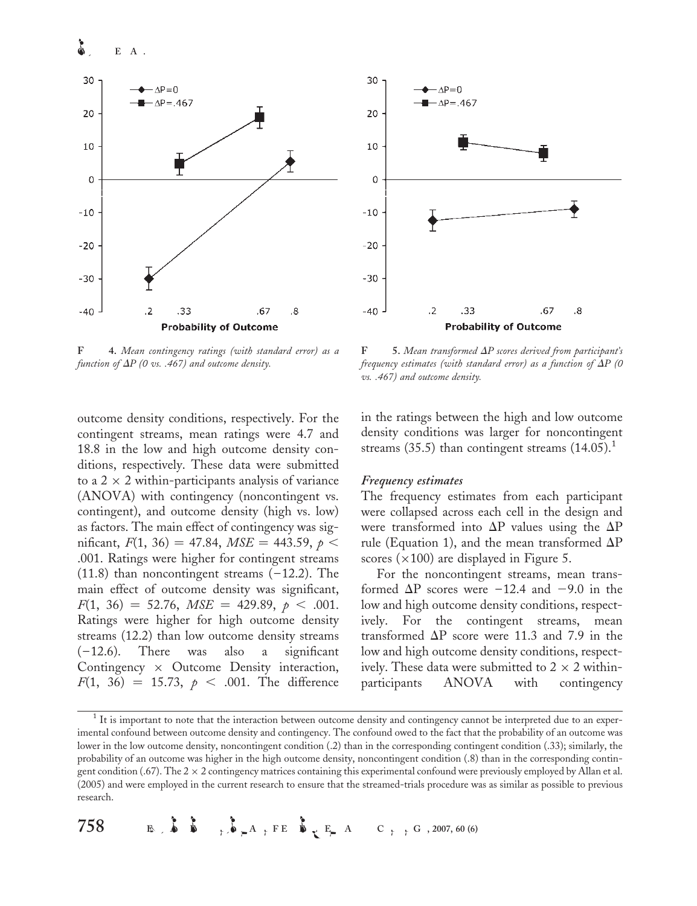Figure 4. *Mean contingency ratings (with standard error) as a function of ΔP (0 vs. .467) and outcome density.*

Figure 5. *Mean transformed ΔP scores derived from participant's frequency estimates (with standard error) as a function of ΔP (0 vs. .467) and outcome density.*

outcome density conditions, respectively. For the contingent streams, mean ratings were 4.7 and 18.8 in the low and high outcome density conditions, respectively. These data were submitted to a 2 × 2 within-participants analysis of variance (ANOVA) with contingency (noncontingent vs. contingent), and outcome density (high vs. low) as factors. The main effect of contingency was significant, $F(1, 36) = 47.84$, $MSE = 443.59$, $p < .001$. Ratings were higher for contingent streams (11.8) than noncontingent streams (−12.2). The main effect of outcome density was significant, $F(1, 36) = 52.76$, $MSE = 429.89$, $p < .001$. Ratings were higher for high outcome density streams (12.2) than low outcome density streams (−12.6). There was also a significant Contingency × Outcome Density interaction, $F(1, 36) = 15.73$, $p < .001$. The difference in the ratings between the high and low outcome density conditions was larger for noncontingent streams (35.5) than contingent streams (14.05).[1]

### *Frequency estimates*

The frequency estimates from each participant were collapsed across each cell in the design and were transformed into ΔP values using the ΔP rule (Equation 1), and the mean transformed ΔP scores (×100) are displayed in Figure 5.

For the noncontingent streams, mean transformed ΔP scores were −12.4 and −9.0 in the low and high outcome density conditions, respectively. For the contingent streams, mean transformed ΔP score were 11.3 and 7.9 in the low and high outcome density conditions, respectively. These data were submitted to 2 × 2 within-participants ANOVA with contingency

[1] It is important to note that the interaction between outcome density and contingency cannot be interpreted due to an experimental confound between outcome density and contingency. The confound owed to the fact that the probability of an outcome was lower in the low outcome density, noncontingent condition (.2) than in the corresponding contingent condition (.33); similarly, the probability of an outcome was higher in the high outcome density, noncontingent condition (.8) than in the corresponding contingent condition (.67). The 2 × 2 contingency matrices containing this experimental confound were previously employed by Allan et al. (2005) and were employed in the current research to ensure that the streamed-trials procedure was as similar as possible to previous research.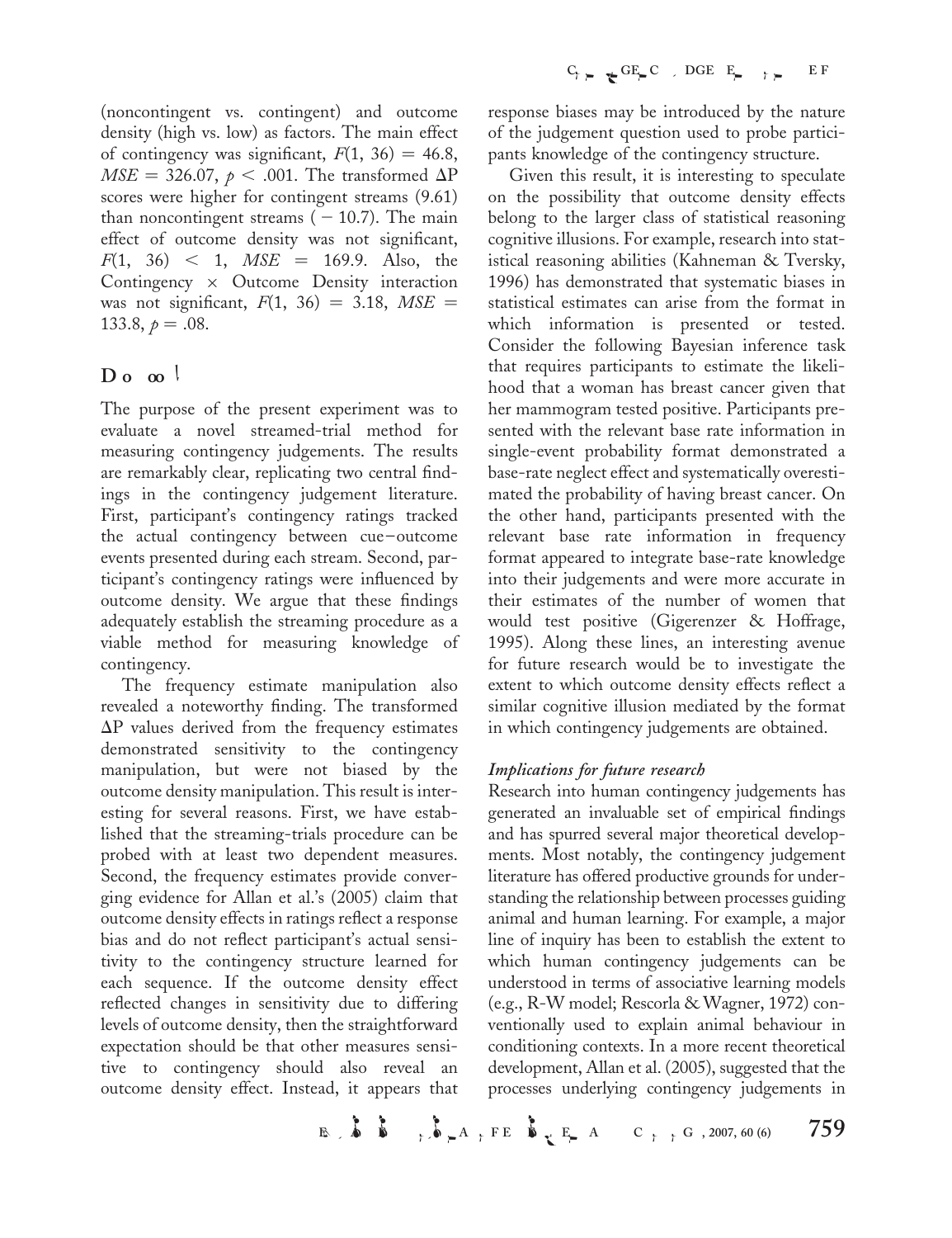(noncontingent vs. contingent) and outcome density (high vs. low) as factors. The main effect of contingency was significant, $F(1, 36) = 46.8$, $MSE = 326.07$, $p < .001$. The transformed ΔP scores were higher for contingent streams (9.61) than noncontingent streams ($-10.7$). The main effect of outcome density was not significant, $F(1, 36) < 1$, $MSE = 169.9$. Also, the Contingency × Outcome Density interaction was not significant, $F(1, 36) = 3.18$, $MSE = 133.8$, $p = .08$.

## Discussion

The purpose of the present experiment was to evaluate a novel streamed-trial method for measuring contingency judgements. The results are remarkably clear, replicating two central findings in the contingency judgement literature. First, participant's contingency ratings tracked the actual contingency between cue–outcome events presented during each stream. Second, participant's contingency ratings were influenced by outcome density. We argue that these findings adequately establish the streaming procedure as a viable method for measuring knowledge of contingency.

The frequency estimate manipulation also revealed a noteworthy finding. The transformed ΔP values derived from the frequency estimates demonstrated sensitivity to the contingency manipulation, but were not biased by the outcome density manipulation. This result is interesting for several reasons. First, we have established that the streaming-trials procedure can be probed with at least two dependent measures. Second, the frequency estimates provide converging evidence for Allan et al.'s (2005) claim that outcome density effects in ratings reflect a response bias and do not reflect participant's actual sensitivity to the contingency structure learned for each sequence. If the outcome density effect reflected changes in sensitivity due to differing levels of outcome density, then the straightforward expectation should be that other measures sensitive to contingency should also reveal an outcome density effect. Instead, it appears that response biases may be introduced by the nature of the judgement question used to probe participants knowledge of the contingency structure.

Given this result, it is interesting to speculate on the possibility that outcome density effects belong to the larger class of statistical reasoning cognitive illusions. For example, research into statistical reasoning abilities (Kahneman & Tversky, 1996) has demonstrated that systematic biases in statistical estimates can arise from the format in which information is presented or tested. Consider the following Bayesian inference task that requires participants to estimate the likelihood that a woman has breast cancer given that her mammogram tested positive. Participants presented with the relevant base rate information in single-event probability format demonstrated a base-rate neglect effect and systematically overestimated the probability of having breast cancer. On the other hand, participants presented with the relevant base rate information in frequency format appeared to integrate base-rate knowledge into their judgements and were more accurate in their estimates of the number of women that would test positive (Gigerenzer & Hoffrage, 1995). Along these lines, an interesting avenue for future research would be to investigate the extent to which outcome density effects reflect a similar cognitive illusion mediated by the format in which contingency judgements are obtained.

### *Implications for future research*

Research into human contingency judgements has generated an invaluable set of empirical findings and has spurred several major theoretical developments. Most notably, the contingency judgement literature has offered productive grounds for understanding the relationship between processes guiding animal and human learning. For example, a major line of inquiry has been to establish the extent to which human contingency judgements can be understood in terms of associative learning models (e.g., R-W model; Rescorla & Wagner, 1972) conventionally used to explain animal behaviour in conditioning contexts. In a more recent theoretical development, Allan et al. (2005), suggested that the processes underlying contingency judgements in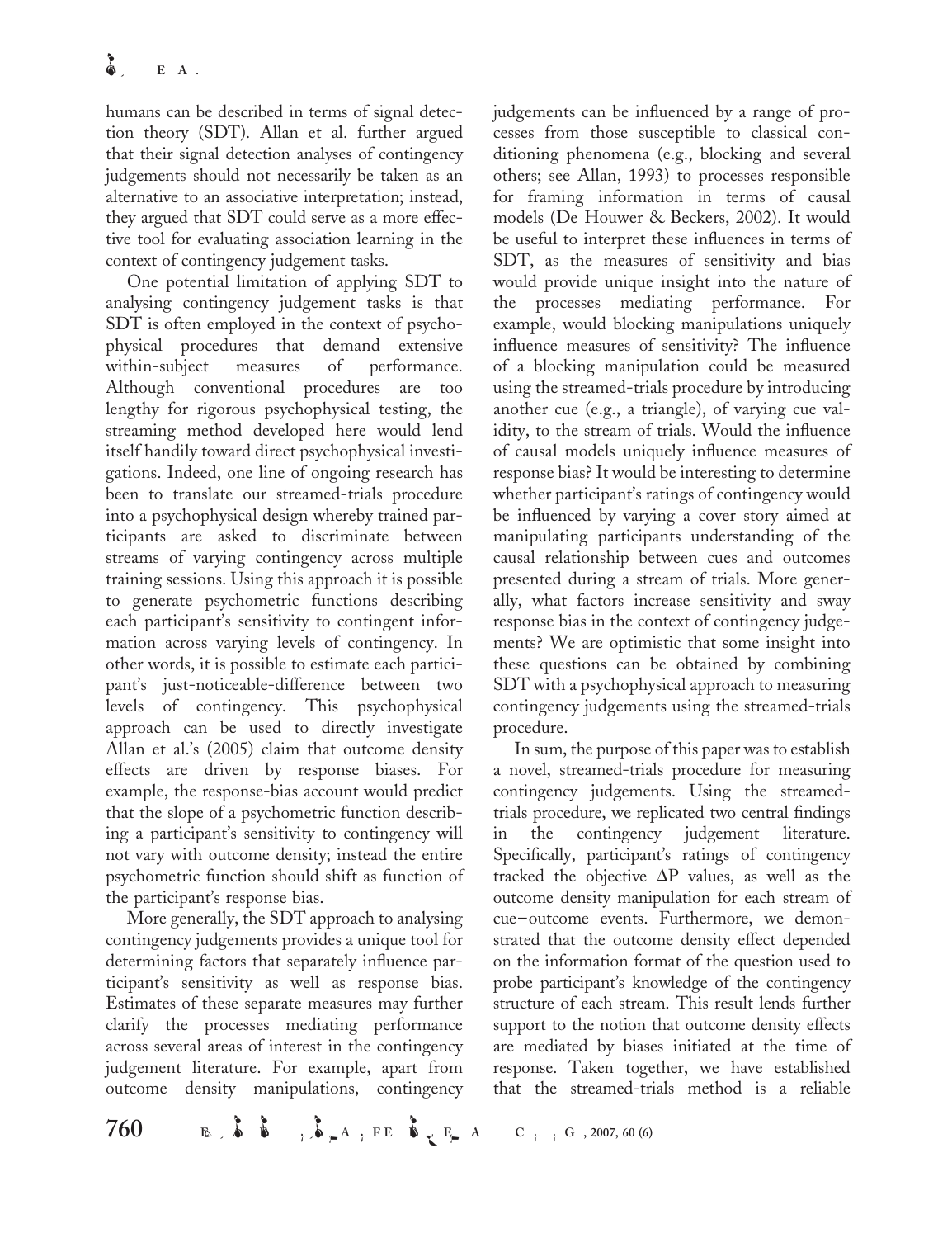humans can be described in terms of signal detection theory (SDT). Allan et al. further argued that their signal detection analyses of contingency judgements should not necessarily be taken as an alternative to an associative interpretation; instead, they argued that SDT could serve as a more effective tool for evaluating association learning in the context of contingency judgement tasks.

One potential limitation of applying SDT to analysing contingency judgement tasks is that SDT is often employed in the context of psychophysical procedures that demand extensive within-subject measures of performance. Although conventional procedures are too lengthy for rigorous psychophysical testing, the streaming method developed here would lend itself handily toward direct psychophysical investigations. Indeed, one line of ongoing research has been to translate our streamed-trials procedure into a psychophysical design whereby trained participants are asked to discriminate between streams of varying contingency across multiple training sessions. Using this approach it is possible to generate psychometric functions describing each participant's sensitivity to contingent information across varying levels of contingency. In other words, it is possible to estimate each participant's just-noticeable-difference between two levels of contingency. This psychophysical approach can be used to directly investigate Allan et al.'s (2005) claim that outcome density effects are driven by response biases. For example, the response-bias account would predict that the slope of a psychometric function describing a participant's sensitivity to contingency will not vary with outcome density; instead the entire psychometric function should shift as function of the participant's response bias.

More generally, the SDT approach to analysing contingency judgements provides a unique tool for determining factors that separately influence participant's sensitivity as well as response bias. Estimates of these separate measures may further clarify the processes mediating performance across several areas of interest in the contingency judgement literature. For example, apart from outcome density manipulations, contingency judgements can be influenced by a range of processes from those susceptible to classical conditioning phenomena (e.g., blocking and several others; see Allan, 1993) to processes responsible for framing information in terms of causal models (De Houwer & Beckers, 2002). It would be useful to interpret these influences in terms of SDT, as the measures of sensitivity and bias would provide unique insight into the nature of the processes mediating performance. For example, would blocking manipulations uniquely influence measures of sensitivity? The influence of a blocking manipulation could be measured using the streamed-trials procedure by introducing another cue (e.g., a triangle), of varying cue validity, to the stream of trials. Would the influence of causal models uniquely influence measures of response bias? It would be interesting to determine whether participant's ratings of contingency would be influenced by varying a cover story aimed at manipulating participants understanding of the causal relationship between cues and outcomes presented during a stream of trials. More generally, what factors increase sensitivity and sway response bias in the context of contingency judgements? We are optimistic that some insight into these questions can be obtained by combining SDT with a psychophysical approach to measuring contingency judgements using the streamed-trials procedure.

In sum, the purpose of this paper was to establish a novel, streamed-trials procedure for measuring contingency judgements. Using the streamed-trials procedure, we replicated two central findings in the contingency judgement literature. Specifically, participant's ratings of contingency tracked the objective $\Delta P$ values, as well as the outcome density manipulation for each stream of cue–outcome events. Furthermore, we demonstrated that the outcome density effect depended on the information format of the question used to probe participant's knowledge of the contingency structure of each stream. This result lends further support to the notion that outcome density effects are mediated by biases initiated at the time of response. Taken together, we have established that the streamed-trials method is a reliable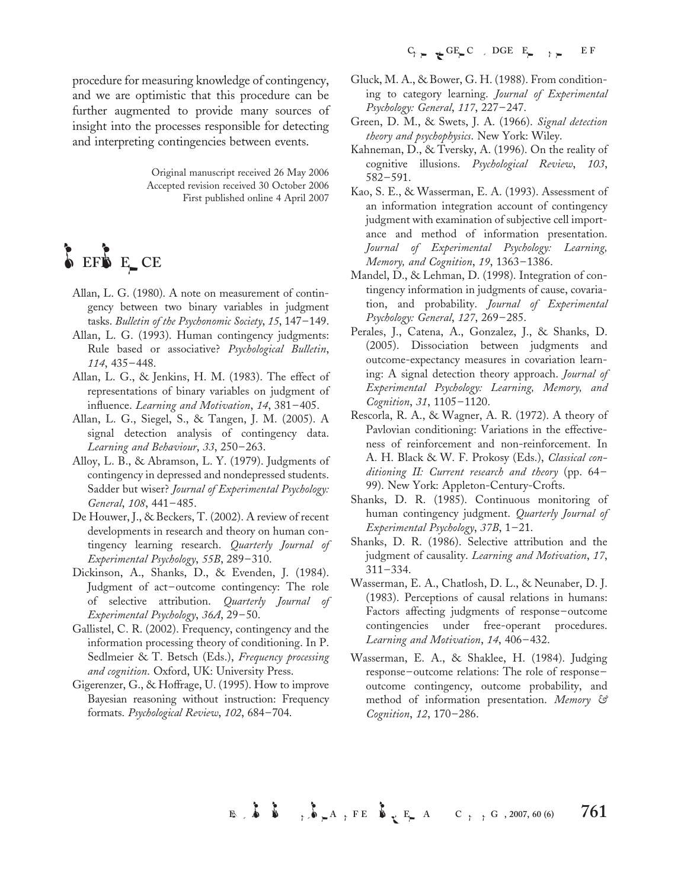procedure for measuring knowledge of contingency, and we are optimistic that this procedure can be further augmented to provide many sources of insight into the processes responsible for detecting and interpreting contingencies between events.

Original manuscript received 26 May 2006
Accepted revision received 30 October 2006
First published online 4 April 2007

## REFERENCES

- Allan, L. G. (1980). A note on measurement of contingency between two binary variables in judgment tasks. *Bulletin of the Psychonomic Society*, *15*, 147–149.
- Allan, L. G. (1993). Human contingency judgments: Rule based or associative? *Psychological Bulletin*, *114*, 435–448.
- Allan, L. G., & Jenkins, H. M. (1983). The effect of representations of binary variables on judgment of influence. *Learning and Motivation*, *14*, 381–405.
- Allan, L. G., Siegel, S., & Tangen, J. M. (2005). A signal detection analysis of contingency data. *Learning and Behaviour*, *33*, 250–263.
- Alloy, L. B., & Abramson, L. Y. (1979). Judgments of contingency in depressed and nondepressed students. Sadder but wiser? *Journal of Experimental Psychology: General*, *108*, 441–485.
- De Houwer, J., & Beckers, T. (2002). A review of recent developments in research and theory on human contingency learning research. *Quarterly Journal of Experimental Psychology*, *55B*, 289–310.
- Dickinson, A., Shanks, D., & Evenden, J. (1984). Judgment of act–outcome contingency: The role of selective attribution. *Quarterly Journal of Experimental Psychology*, *36A*, 29–50.
- Gallistel, C. R. (2002). Frequency, contingency and the information processing theory of conditioning. In P. Sedlmeier & T. Betsch (Eds.), *Frequency processing and cognition*. Oxford, UK: University Press.
- Gigerenzer, G., & Hoffrage, U. (1995). How to improve Bayesian reasoning without instruction: Frequency formats. *Psychological Review*, *102*, 684–704.
- Gluck, M. A., & Bower, G. H. (1988). From conditioning to category learning. *Journal of Experimental Psychology: General*, *117*, 227–247.
- Green, D. M., & Swets, J. A. (1966). *Signal detection theory and psychophysics*. New York: Wiley.
- Kahneman, D., & Tversky, A. (1996). On the reality of cognitive illusions. *Psychological Review*, *103*, 582–591.
- Kao, S. E., & Wasserman, E. A. (1993). Assessment of an information integration account of contingency judgment with examination of subjective cell importance and method of information presentation. *Journal of Experimental Psychology: Learning, Memory, and Cognition*, *19*, 1363–1386.
- Mandel, D., & Lehman, D. (1998). Integration of contingency information in judgments of cause, covariation, and probability. *Journal of Experimental Psychology: General*, *127*, 269–285.
- Perales, J., Catena, A., Gonzalez, J., & Shanks, D. (2005). Dissociation between judgments and outcome-expectancy measures in covariation learning: A signal detection theory approach. *Journal of Experimental Psychology: Learning, Memory, and Cognition*, *31*, 1105–1120.
- Rescorla, R. A., & Wagner, A. R. (1972). A theory of Pavlovian conditioning: Variations in the effectiveness of reinforcement and non-reinforcement. In A. H. Black & W. F. Prokosy (Eds.), *Classical conditioning II: Current research and theory* (pp. 64–99). New York: Appleton-Century-Crofts.
- Shanks, D. R. (1985). Continuous monitoring of human contingency judgment. *Quarterly Journal of Experimental Psychology*, *37B*, 1–21.
- Shanks, D. R. (1986). Selective attribution and the judgment of causality. *Learning and Motivation*, *17*, 311–334.
- Wasserman, E. A., Chatlosh, D. L., & Neunaber, D. J. (1983). Perceptions of causal relations in humans: Factors affecting judgments of response–outcome contingencies under free-operant procedures. *Learning and Motivation*, *14*, 406–432.
- Wasserman, E. A., & Shaklee, H. (1984). Judging response–outcome relations: The role of response–outcome contingency, outcome probability, and method of information presentation. *Memory & Cognition*, *12*, 170–286.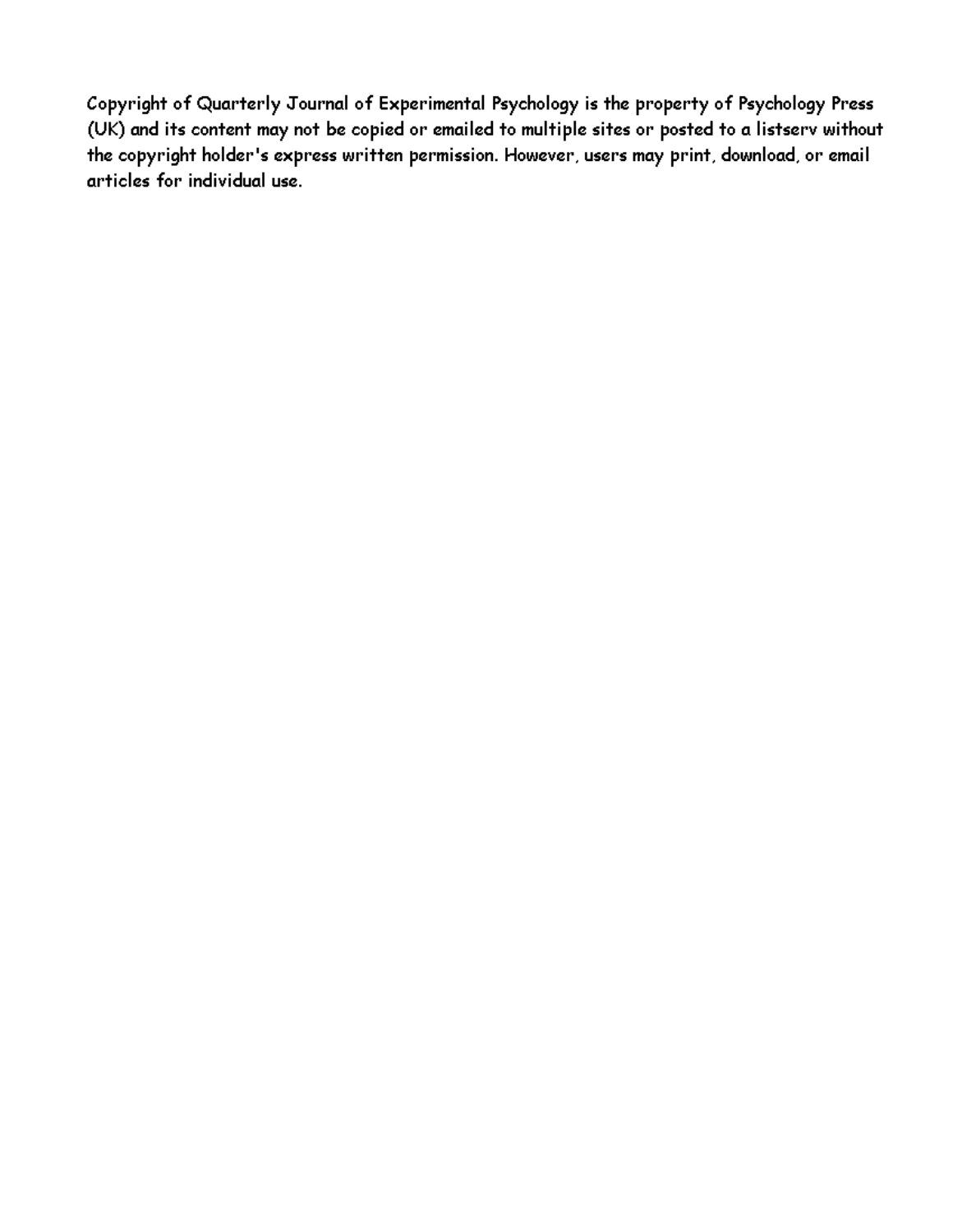Copyright of Quarterly Journal of Experimental Psychology is the property of Psychology Press (UK) and its content may not be copied or emailed to multiple sites or posted to a listserv without the copyright holder's express written permission. However, users may print, download, or email articles for individual use.